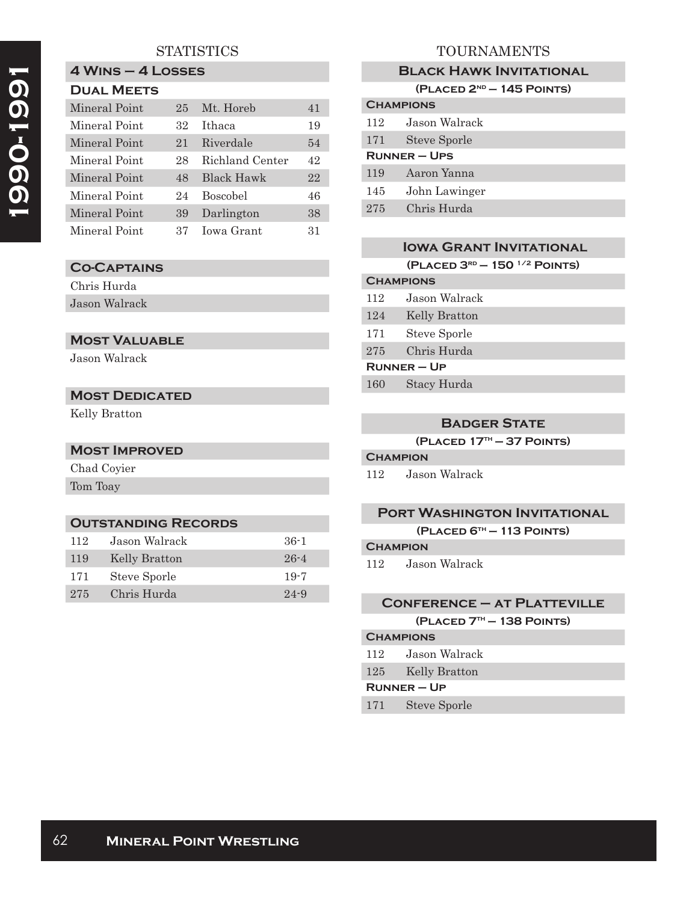# 1990-1991

## STATISTICS

### 4 Wins – 4 Losses

### Dual Meets

| | | | |
|---|---|---|---|
| Mineral Point | 25 | Mt. Horeb | 41 |
| Mineral Point | 32 | Ithaca | 19 |
| Mineral Point | 21 | Riverdale | 54 |
| Mineral Point | 28 | Richland Center | 42 |
| Mineral Point | 48 | Black Hawk | 22 |
| Mineral Point | 24 | Boscobel | 46 |
| Mineral Point | 39 | Darlington | 38 |
| Mineral Point | 37 | Iowa Grant | 31 |

### Co-Captains

Chris Hurda
Jason Walrack

### Most Valuable

Jason Walrack

### Most Dedicated

Kelly Bratton

### Most Improved

Chad Coyier
Tom Toay

### Outstanding Records

| | | |
|---|---|---|
| 112 | Jason Walrack | 36-1 |
| 119 | Kelly Bratton | 26-4 |
| 171 | Steve Sporle | 19-7 |
| 275 | Chris Hurda | 24-9 |

## TOURNAMENTS

### Black Hawk Invitational

(Placed 2nd – 145 Points)

**Champions**

| | |
|---|---|
| 112 | Jason Walrack |
| 171 | Steve Sporle |

**Runner – Ups**

| | |
|---|---|
| 119 | Aaron Yanna |
| 145 | John Lawinger |
| 275 | Chris Hurda |

### Iowa Grant Invitational

(Placed 3rd – 150 1/2 Points)

**Champions**

| | |
|---|---|
| 112 | Jason Walrack |
| 124 | Kelly Bratton |
| 171 | Steve Sporle |
| 275 | Chris Hurda |

**Runner – Up**

| | |
|---|---|
| 160 | Stacy Hurda |

### Badger State

(Placed 17th – 37 Points)

**Champion**

| | |
|---|---|
| 112 | Jason Walrack |

### Port Washington Invitational

(Placed 6th – 113 Points)

**Champion**

| | |
|---|---|
| 112 | Jason Walrack |

### Conference – at Platteville

(Placed 7th – 138 Points)

**Champions**

| | |
|---|---|
| 112 | Jason Walrack |
| 125 | Kelly Bratton |

**Runner – Up**

| | |
|---|---|
| 171 | Steve Sporle |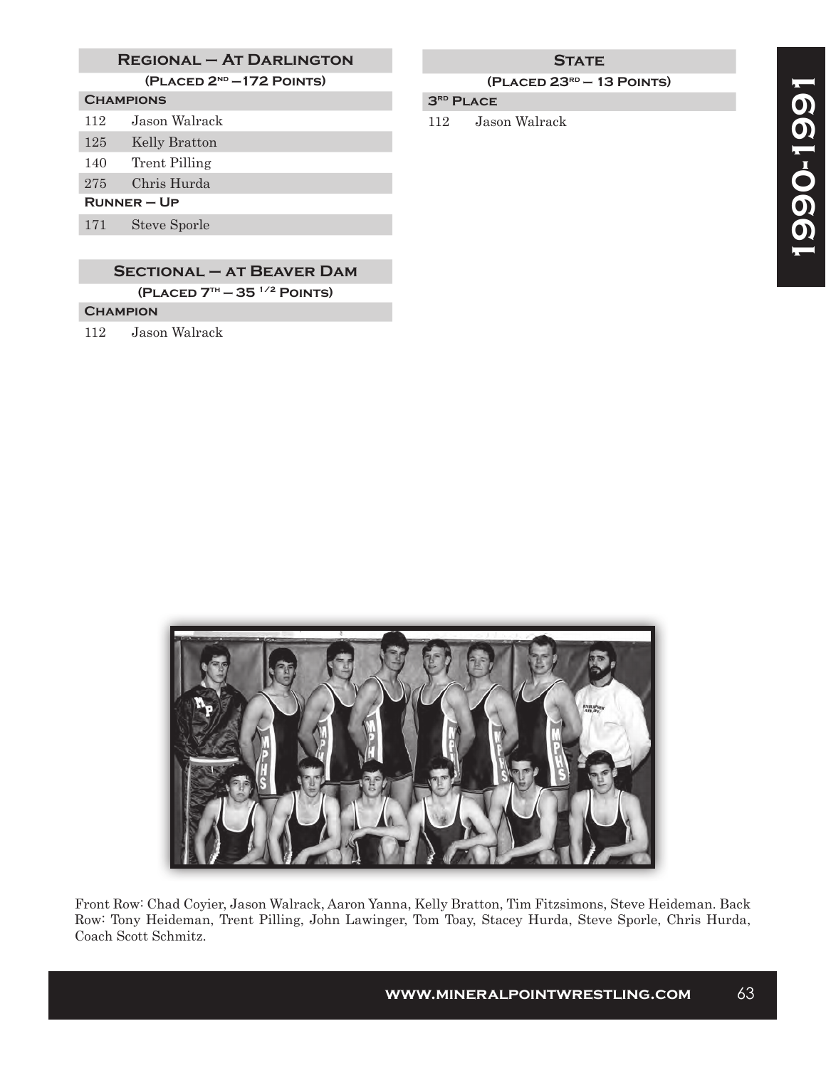## Regional – At Darlington

(Placed 2nd – 172 Points)

| | |
|---|---|
| **Champions** | |
| 112 | Jason Walrack |
| 125 | Kelly Bratton |
| 140 | Trent Pilling |
| 275 | Chris Hurda |
| **Runner – Up** | |
| 171 | Steve Sporle |

## Sectional – at Beaver Dam

(Placed 7th – 35 1/2 Points)

| | |
|---|---|
| **Champion** | |
| 112 | Jason Walrack |

## State

(Placed 23rd – 13 Points)

| | |
|---|---|
| **3rd Place** | |
| 112 | Jason Walrack |

Front Row: Chad Coyier, Jason Walrack, Aaron Yanna, Kelly Bratton, Tim Fitzsimons, Steve Heideman. Back Row: Tony Heideman, Trent Pilling, John Lawinger, Tom Toay, Stacey Hurda, Steve Sporle, Chris Hurda, Coach Scott Schmitz.